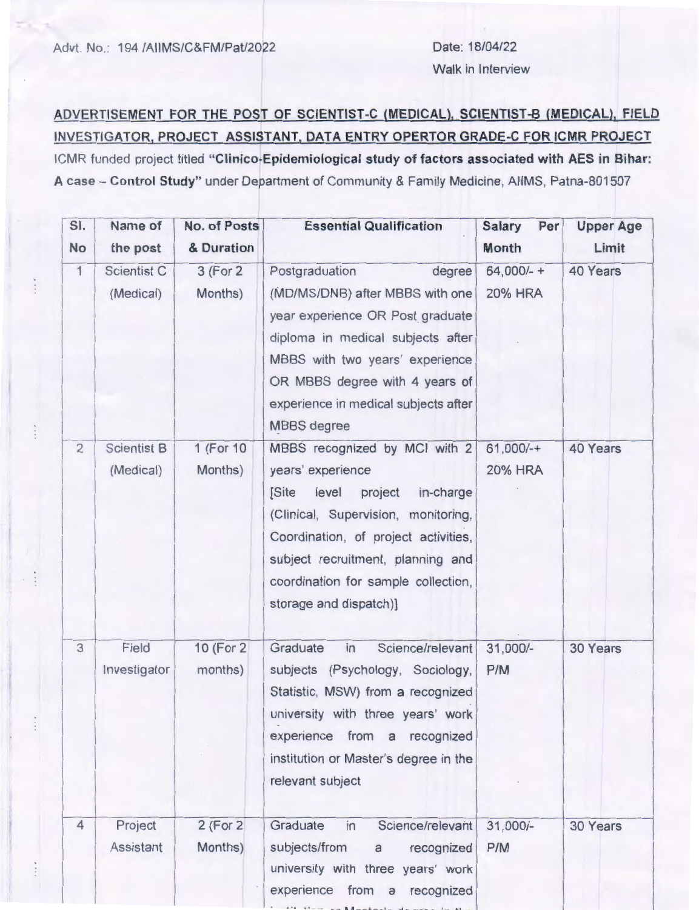Advt. No.: 194 /AIIMS/C&FM/Pat/2022

Date: 18/04/22

Walk in Interview

## ADVERTISEMENT FOR THE POST OF SCIENTIST-C (MEDICAL), SCIENTIST-B (MEDICAL), FIELD INVESTIGATOR, PROJECT ASSISTANT, DATA ENTRY OPERTOR GRADE-C FOR ICMR PROJECT

ICMR funded project titled **"Clinico-Epidemiological study of factors associated with AES in Bihar: A case – Control Study"** under Department of Community & Family Medicine, AIIMS, Patna-801507

| Sl. No | Name of the post | No. of Posts & Duration | Essential Qualification | Salary Per Month | Upper Age Limit |
|---|---|---|---|---|---|
| 1 | Scientist C (Medical) | 3 (For 2 Months) | Postgraduation degree (MD/MS/DNB) after MBBS with one year experience OR Post graduate diploma in medical subjects after MBBS with two years' experience OR MBBS degree with 4 years of experience in medical subjects after MBBS degree | 64,000/- + 20% HRA | 40 Years |
| 2 | Scientist B (Medical) | 1 (For 10 Months) | MBBS recognized by MCI with 2 years' experience [Site level project in-charge (Clinical, Supervision, monitoring, Coordination, of project activities, subject recruitment, planning and coordination for sample collection, storage and dispatch)] | 61,000/-+ 20% HRA | 40 Years |
| 3 | Field Investigator | 10 (For 2 months) | Graduate in Science/relevant subjects (Psychology, Sociology, Statistic, MSW) from a recognized university with three years' work experience from a recognized institution or Master's degree in the relevant subject | 31,000/- P/M | 30 Years |
| 4 | Project Assistant | 2 (For 2 Months) | Graduate in Science/relevant subjects/from a recognized university with three years' work experience from a recognized | 31,000/- P/M | 30 Years |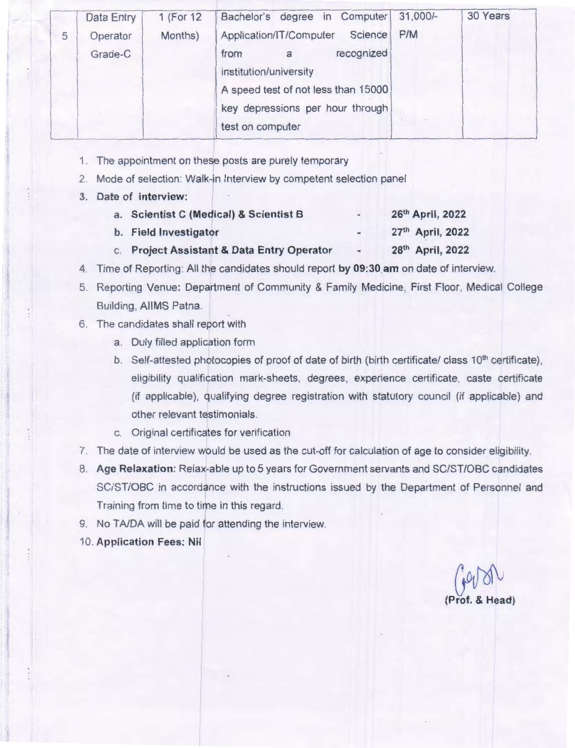| 5 | Data Entry Operator Grade-C | 1 (For 12 Months) | Bachelor's degree in Computer Application/IT/Computer Science from a recognized institution/university<br>A speed test of not less than 15000 key depressions per hour through test on computer | 31,000/- P/M | 30 Years |
|---|---|---|---|---|---|

1. The appointment on these posts are purely temporary
2. Mode of selection: Walk-in Interview by competent selection panel
3. **Date of interview:**
   a. **Scientist C (Medical) & Scientist B** - **26th April, 2022**
   b. **Field Investigator** - **27th April, 2022**
   c. **Project Assistant & Data Entry Operator** - **28th April, 2022**
4. Time of Reporting: All the candidates should report **by 09:30 am** on date of interview.
5. Reporting Venue: Department of Community & Family Medicine, First Floor, Medical College Building, AIIMS Patna.
6. The candidates shall report with
   a. Duly filled application form
   b. Self-attested photocopies of proof of date of birth (birth certificate/ class 10th certificate), eligibility qualification mark-sheets, degrees, experience certificate, caste certificate (if applicable), qualifying degree registration with statutory council (if applicable) and other relevant testimonials.
   c. Original certificates for verification
7. The date of interview would be used as the cut-off for calculation of age to consider eligibility.
8. **Age Relaxation:** Relax-able up to 5 years for Government servants and SC/ST/OBC candidates SC/ST/OBC in accordance with the instructions issued by the Department of Personnel and Training from time to time in this regard.
9. No TA/DA will be paid for attending the interview.
10. **Application Fees: Nil**

**(Prof. & Head)**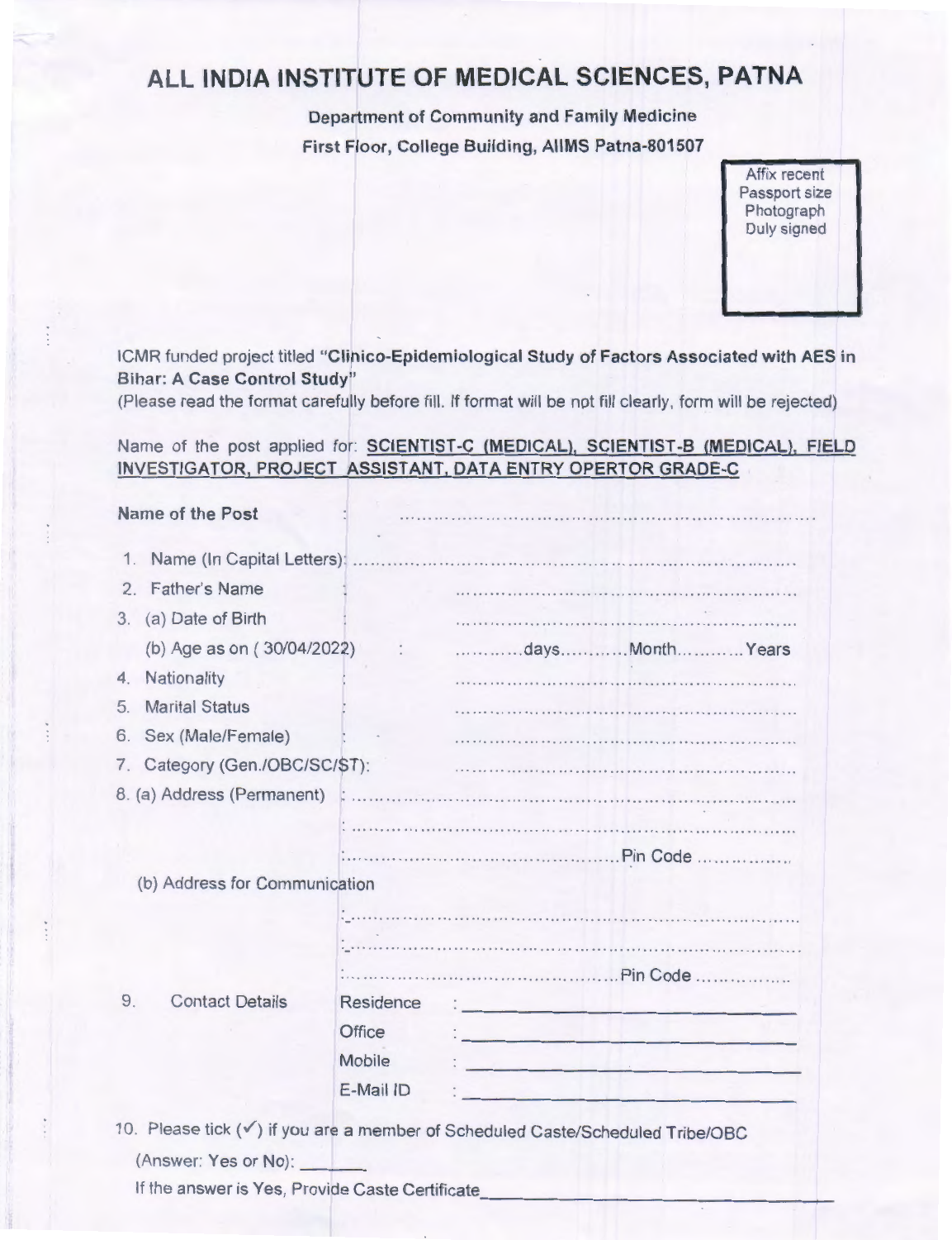# ALL INDIA INSTITUTE OF MEDICAL SCIENCES, PATNA

**Department of Community and Family Medicine**

**First Floor, College Building, AIIMS Patna-801507**

Affix recent Passport size Photograph Duly signed

ICMR funded project titled "**Clinico-Epidemiological Study of Factors Associated with AES in Bihar: A Case Control Study**"

(Please read the format carefully before fill. If format will be not fill clearly, form will be rejected)

Name of the post applied for: **SCIENTIST-C (MEDICAL), SCIENTIST-B (MEDICAL), FIELD INVESTIGATOR, PROJECT ASSISTANT, DATA ENTRY OPERTOR GRADE-C**

**Name of the Post** : ..............................................................

1. Name (In Capital Letters): ..............................................................
2. Father's Name : ..............................................................
3. (a) Date of Birth : ..............................................................

   (b) Age as on ( 30/04/2022) : ...........days...........Month...........Years
4. Nationality : ..............................................................
5. Marital Status : ..............................................................
6. Sex (Male/Female) : ..............................................................
7. Category (Gen./OBC/SC/ST): ..............................................................
8. (a) Address (Permanent) : ..............................................................

   : ..............................................................

   : .............................................Pin Code ...............

   (b) Address for Communication

   : ..............................................................

   : ..............................................................

   : .............................................Pin Code ...............
9. Contact Details

   Residence : ____________________

   Office : ____________________

   Mobile : ____________________

   E-Mail ID : ____________________
10. Please tick (✓) if you are a member of Scheduled Caste/Scheduled Tribe/OBC

    (Answer: Yes or No): ______

    If the answer is Yes, Provide Caste Certificate ____________________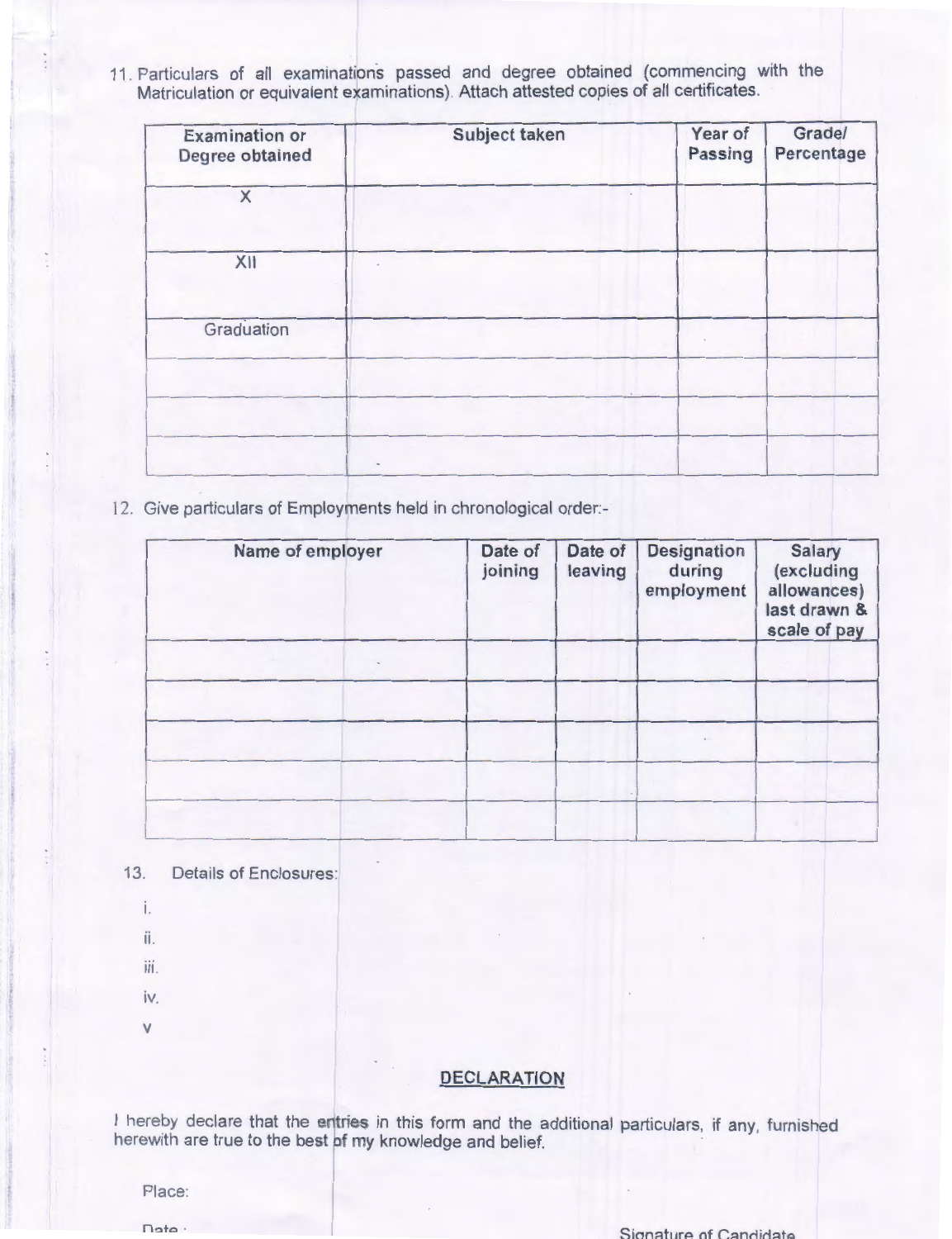11. Particulars of all examinations passed and degree obtained (commencing with the Matriculation or equivalent examinations). Attach attested copies of all certificates.

| Examination or Degree obtained | Subject taken | Year of Passing | Grade/ Percentage |
|---|---|---|---|
| X | | | |
| XII | | | |
| Graduation | | | |
| | | | |
| | | | |
| | | | |

12. Give particulars of Employments held in chronological order:-

| Name of employer | Date of joining | Date of leaving | Designation during employment | Salary (excluding allowances) last drawn & scale of pay |
|---|---|---|---|---|
| | | | | |
| | | | | |
| | | | | |
| | | | | |
| | | | | |

13. Details of Enclosures:

i.

ii.

iii.

iv.

v

## DECLARATION

I hereby declare that the entries in this form and the additional particulars, if any, furnished herewith are true to the best of my knowledge and belief.

Place:

Date:

Signature of Candidate